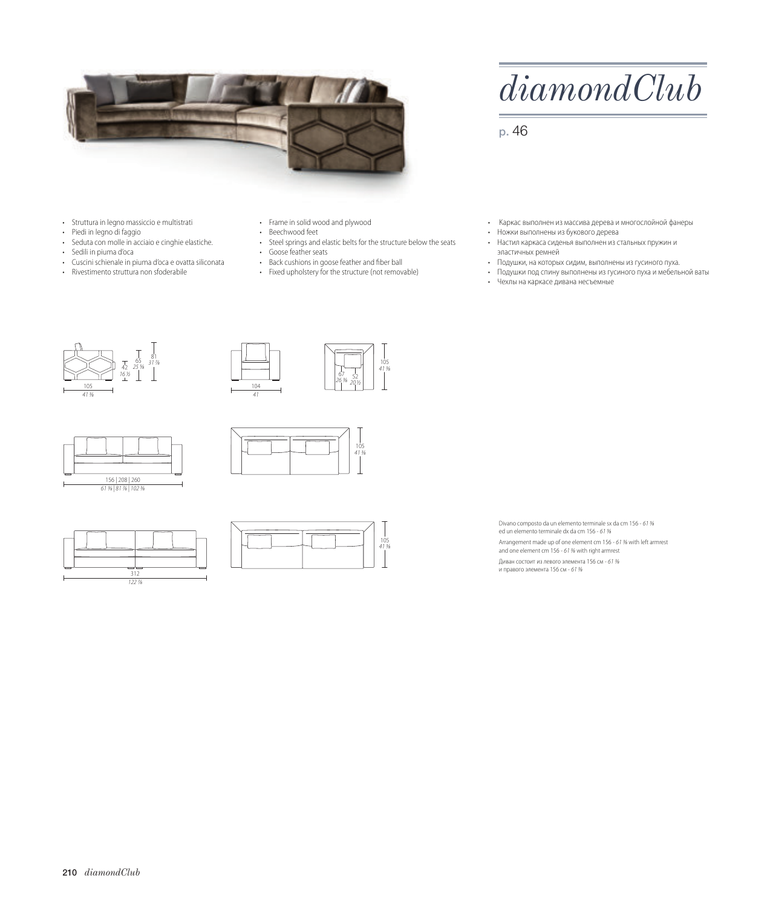# diamondClub

p. 46

- Struttura in legno massiccio e multistrati
- Piedi in legno di faggio
- Seduta con molle in acciaio e cinghie elastiche.
- Sedili in piuma d'oca
- Cuscini schienale in piuma d'oca e ovatta siliconata
- Rivestimento struttura non sfoderabile

- Frame in solid wood and plywood
- Beechwood feet
- Steel springs and elastic belts for the structure below the seats
- Goose feather seats
- Back cushions in goose feather and fiber ball
- Fixed upholstery for the structure (not removable)

- Каркас выполнен из массива дерева и многослойной фанеры
- Ножки выполнены из букового дерева
- Настил каркаса сиденья выполнен из стальных пружин и эластичных ремней
- Подушки, на которых сидим, выполнены из гусиного пуха.
- Подушки под спину выполнены из гусиного пуха и мебельной ваты
- Чехлы на каркасе дивана несъемные

42 *16 ½* | 65 *25 ⅝* | 81 *31 ⅞*

105 *41 ⅜*

104 *41*

67 *26 ⅜* | 52 *20 ½* | 105 *41 ⅜*

156 | 208 | 260
*61 ⅜ | 81 ⅞ | 102 ⅜*

105 *41 ⅜*

312 *122 ⅞*

105 *41 ⅜*

Divano composto da un elemento terminale sx da cm 156 - *61 ⅜* ed un elemento terminale dx da cm 156 - *61 ⅜*

Arrangement made up of one element cm 156 - *61 ⅜* with left armrest and one element cm 156 - *61 ⅜* with right armrest

Диван состоит из левого элемента 156 см - *61 ⅜* и правого элемента 156 см - *61 ⅜*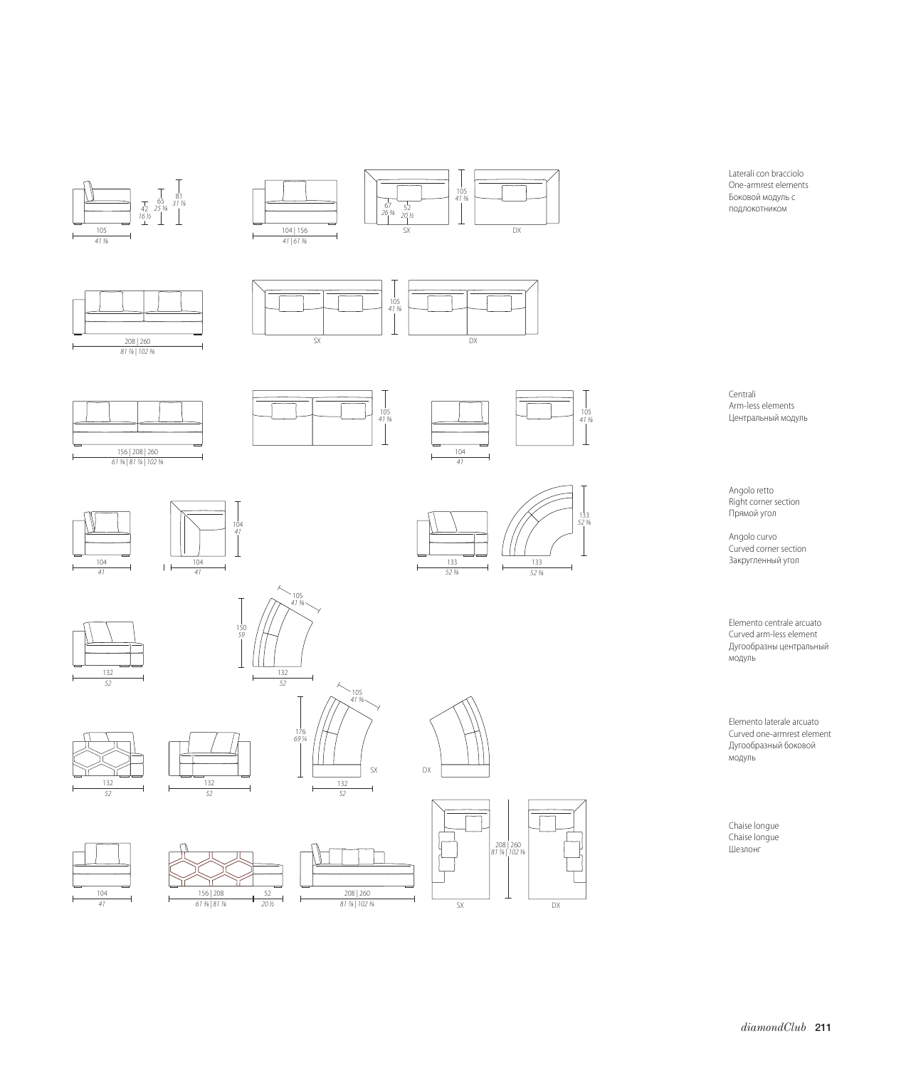Laterali con bracciolo
One-armrest elements
Боковой модуль с подлокотником

Centrali
Arm-less elements
Центральный модуль

Angolo retto
Right corner section
Прямой угол

Angolo curvo
Curved corner section
Закругленный угол

Elemento centrale arcuato
Curved arm-less element
Дугообразны центральный модуль

Elemento laterale arcuato
Curved one-armrest element
Дугообразный боковой модуль

Chaise longue
Chaise longue
Шезлонг

105
*41 3/8*

42
*16 1/2*

65
*25 5/8*

81
*31 7/8*

104 | 156
*41 | 61 3/8*

67
*26 3/8*

52
*20 1/2*

105
*41 3/8*

SX

DX

208 | 260
*81 7/8 | 102 3/8*

105
*41 3/8*

SX

DX

156 | 208 | 260
*61 3/8 | 81 7/8 | 102 3/8*

105
*41 3/8*

104
*41*

105
*41 3/8*

104
*41*

104
*41*

104
*41*

133
*52 3/8*

133
*52 3/8*

133
*52 3/8*

132
*52*

105
*41 3/8*

150
*59*

132
*52*

132
*52*

132
*52*

105
*41 3/8*

176
*69 1/4*

132
*52*

SX

DX

104
*41*

156 | 208
*61 3/8 | 81 7/8*

52
*20 1/2*

208 | 260
*81 7/8 | 102 3/8*

208 | 260
*81 7/8 | 102 3/8*

SX

DX